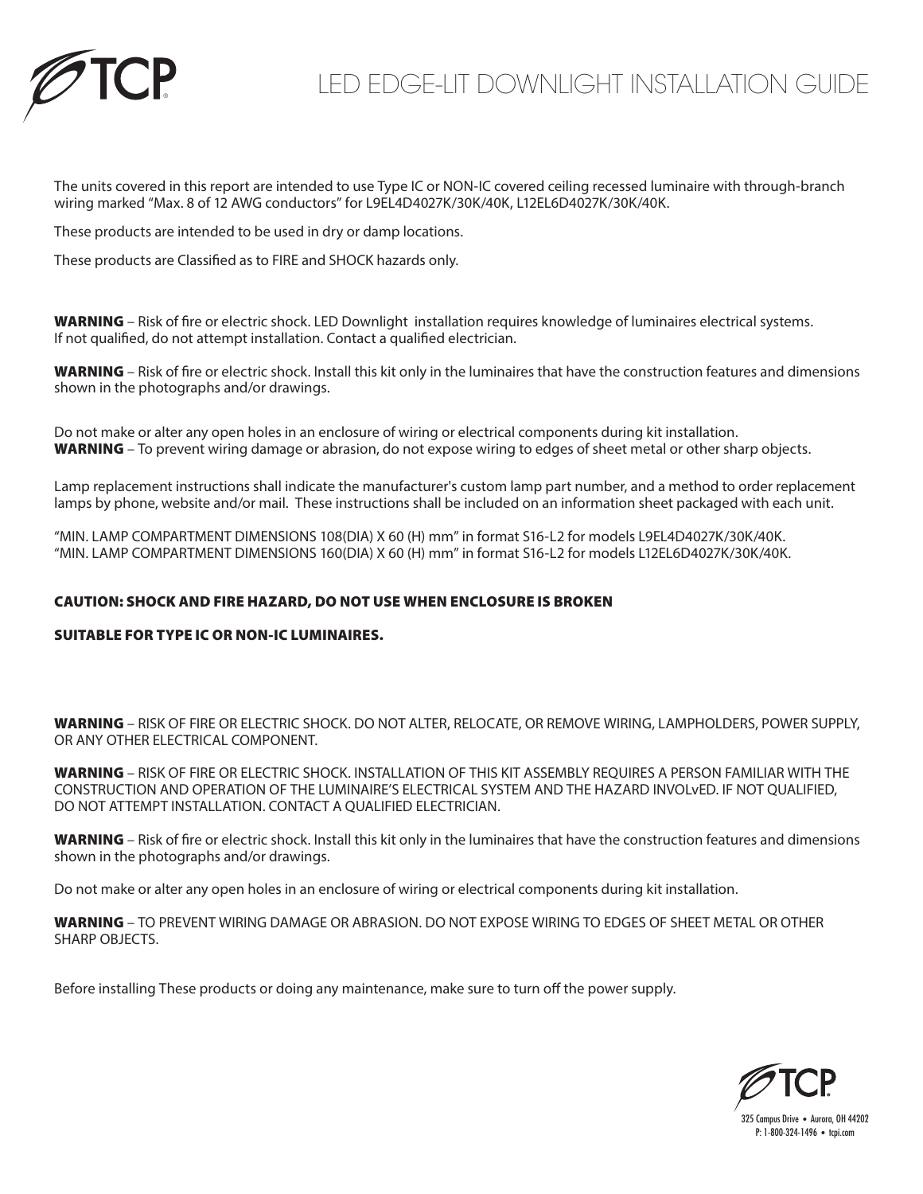# LED EDGE-LIT DOWNLIGHT INSTALLATION GUIDE

The units covered in this report are intended to use Type IC or NON-IC covered ceiling recessed luminaire with through-branch wiring marked “Max. 8 of 12 AWG conductors” for L9EL4D4027K/30K/40K, L12EL6D4027K/30K/40K.

These products are intended to be used in dry or damp locations.

These products are Classified as to FIRE and SHOCK hazards only.

**WARNING** – Risk of fire or electric shock. LED Downlight installation requires knowledge of luminaires electrical systems. If not qualified, do not attempt installation. Contact a qualified electrician.

**WARNING** – Risk of fire or electric shock. Install this kit only in the luminaires that have the construction features and dimensions shown in the photographs and/or drawings.

Do not make or alter any open holes in an enclosure of wiring or electrical components during kit installation.
**WARNING** – To prevent wiring damage or abrasion, do not expose wiring to edges of sheet metal or other sharp objects.

Lamp replacement instructions shall indicate the manufacturer's custom lamp part number, and a method to order replacement lamps by phone, website and/or mail. These instructions shall be included on an information sheet packaged with each unit.

“MIN. LAMP COMPARTMENT DIMENSIONS 108(DIA) X 60 (H) mm” in format S16-L2 for models L9EL4D4027K/30K/40K.
“MIN. LAMP COMPARTMENT DIMENSIONS 160(DIA) X 60 (H) mm” in format S16-L2 for models L12EL6D4027K/30K/40K.

**CAUTION: SHOCK AND FIRE HAZARD, DO NOT USE WHEN ENCLOSURE IS BROKEN**

**SUITABLE FOR TYPE IC OR NON-IC LUMINAIRES.**

**WARNING** – RISK OF FIRE OR ELECTRIC SHOCK. DO NOT ALTER, RELOCATE, OR REMOVE WIRING, LAMPHOLDERS, POWER SUPPLY, OR ANY OTHER ELECTRICAL COMPONENT.

**WARNING** – RISK OF FIRE OR ELECTRIC SHOCK. INSTALLATION OF THIS KIT ASSEMBLY REQUIRES A PERSON FAMILIAR WITH THE CONSTRUCTION AND OPERATION OF THE LUMINAIRE’S ELECTRICAL SYSTEM AND THE HAZARD INVOLvED. IF NOT QUALIFIED, DO NOT ATTEMPT INSTALLATION. CONTACT A QUALIFIED ELECTRICIAN.

**WARNING** – Risk of fire or electric shock. Install this kit only in the luminaires that have the construction features and dimensions shown in the photographs and/or drawings.

Do not make or alter any open holes in an enclosure of wiring or electrical components during kit installation.

**WARNING** – TO PREVENT WIRING DAMAGE OR ABRASION. DO NOT EXPOSE WIRING TO EDGES OF SHEET METAL OR OTHER SHARP OBJECTS.

Before installing These products or doing any maintenance, make sure to turn off the power supply.

TCP
325 Campus Drive • Aurora, OH 44202
P: 1-800-324-1496 • tcpi.com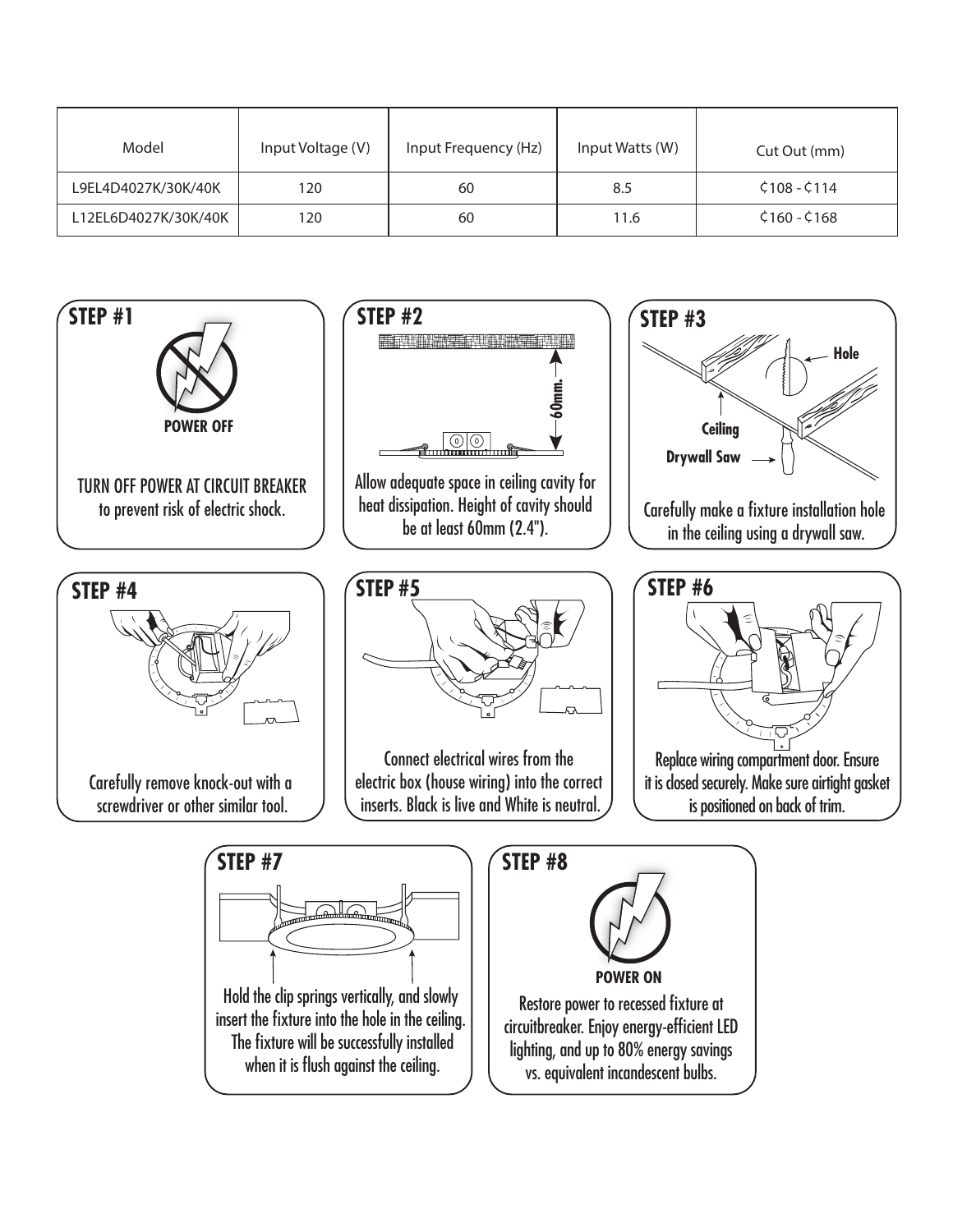| Model | Input Voltage (V) | Input Frequency (Hz) | Input Watts (W) | Cut Out (mm) |
|---|---|---|---|---|
| L9EL4D4027K/30K/40K | 120 | 60 | 8.5 | ₵108 - ₵114 |
| L12EL6D4027K/30K/40K | 120 | 60 | 11.6 | ₵160 - ₵168 |

## STEP #1

POWER OFF

TURN OFF POWER AT CIRCUIT BREAKER to prevent risk of electric shock.

## STEP #2

60mm.

Allow adequate space in ceiling cavity for heat dissipation. Height of cavity should be at least 60mm (2.4").

## STEP #3

Hole

Ceiling

Drywall Saw

Carefully make a fixture installation hole in the ceiling using a drywall saw.

## STEP #4

Carefully remove knock-out with a screwdriver or other similar tool.

## STEP #5

Connect electrical wires from the electric box (house wiring) into the correct inserts. Black is live and White is neutral.

## STEP #6

Replace wiring compartment door. Ensure it is closed securely. Make sure airtight gasket is positioned on back of trim.

## STEP #7

Hold the clip springs vertically, and slowly insert the fixture into the hole in the ceiling. The fixture will be successfully installed when it is flush against the ceiling.

## STEP #8

POWER ON

Restore power to recessed fixture at circuitbreaker. Enjoy energy-efficient LED lighting, and up to 80% energy savings vs. equivalent incandescent bulbs.